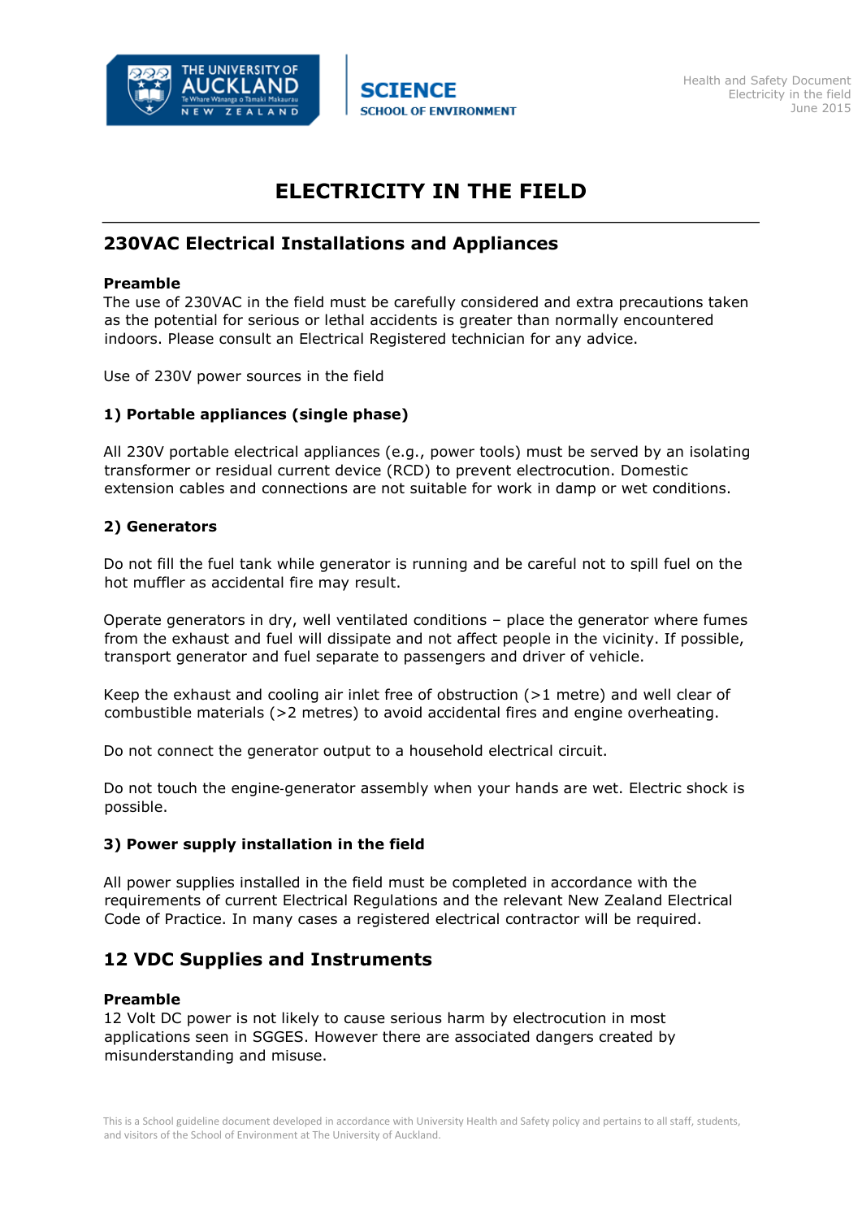# ELECTRICITY IN THE FIELD

## 230VAC Electrical Installations and Appliances

**Preamble**

The use of 230VAC in the field must be carefully considered and extra precautions taken as the potential for serious or lethal accidents is greater than normally encountered indoors. Please consult an Electrical Registered technician for any advice.

Use of 230V power sources in the field

### 1) Portable appliances (single phase)

All 230V portable electrical appliances (e.g., power tools) must be served by an isolating transformer or residual current device (RCD) to prevent electrocution. Domestic extension cables and connections are not suitable for work in damp or wet conditions.

### 2) Generators

Do not fill the fuel tank while generator is running and be careful not to spill fuel on the hot muffler as accidental fire may result.

Operate generators in dry, well ventilated conditions – place the generator where fumes from the exhaust and fuel will dissipate and not affect people in the vicinity. If possible, transport generator and fuel separate to passengers and driver of vehicle.

Keep the exhaust and cooling air inlet free of obstruction (>1 metre) and well clear of combustible materials (>2 metres) to avoid accidental fires and engine overheating.

Do not connect the generator output to a household electrical circuit.

Do not touch the engine-generator assembly when your hands are wet. Electric shock is possible.

### 3) Power supply installation in the field

All power supplies installed in the field must be completed in accordance with the requirements of current Electrical Regulations and the relevant New Zealand Electrical Code of Practice. In many cases a registered electrical contractor will be required.

## 12 VDC Supplies and Instruments

**Preamble**

12 Volt DC power is not likely to cause serious harm by electrocution in most applications seen in SGGES. However there are associated dangers created by misunderstanding and misuse.

This is a School guideline document developed in accordance with University Health and Safety policy and pertains to all staff, students, and visitors of the School of Environment at The University of Auckland.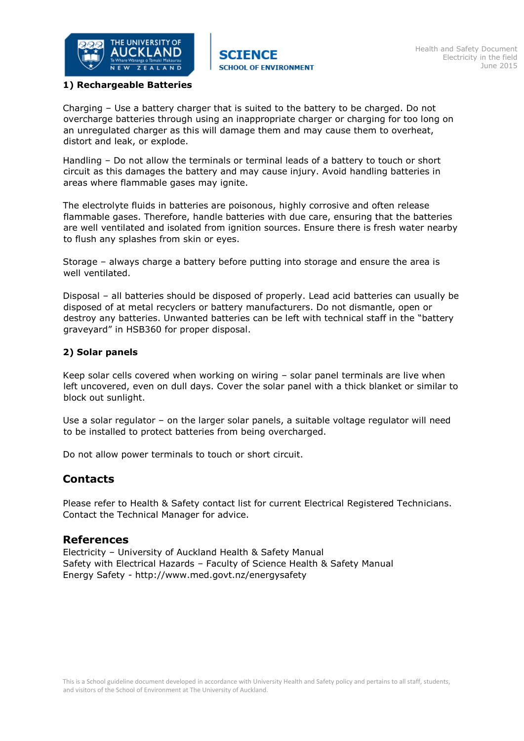### 1) Rechargeable Batteries

Charging – Use a battery charger that is suited to the battery to be charged. Do not overcharge batteries through using an inappropriate charger or charging for too long on an unregulated charger as this will damage them and may cause them to overheat, distort and leak, or explode.

Handling – Do not allow the terminals or terminal leads of a battery to touch or short circuit as this damages the battery and may cause injury. Avoid handling batteries in areas where flammable gases may ignite.

The electrolyte fluids in batteries are poisonous, highly corrosive and often release flammable gases. Therefore, handle batteries with due care, ensuring that the batteries are well ventilated and isolated from ignition sources. Ensure there is fresh water nearby to flush any splashes from skin or eyes.

Storage – always charge a battery before putting into storage and ensure the area is well ventilated.

Disposal – all batteries should be disposed of properly. Lead acid batteries can usually be disposed of at metal recyclers or battery manufacturers. Do not dismantle, open or destroy any batteries. Unwanted batteries can be left with technical staff in the "battery graveyard" in HSB360 for proper disposal.

### 2) Solar panels

Keep solar cells covered when working on wiring – solar panel terminals are live when left uncovered, even on dull days. Cover the solar panel with a thick blanket or similar to block out sunlight.

Use a solar regulator – on the larger solar panels, a suitable voltage regulator will need to be installed to protect batteries from being overcharged.

Do not allow power terminals to touch or short circuit.

## Contacts

Please refer to Health & Safety contact list for current Electrical Registered Technicians. Contact the Technical Manager for advice.

## References

Electricity – University of Auckland Health & Safety Manual
Safety with Electrical Hazards – Faculty of Science Health & Safety Manual
Energy Safety - http://www.med.govt.nz/energysafety

This is a School guideline document developed in accordance with University Health and Safety policy and pertains to all staff, students, and visitors of the School of Environment at The University of Auckland.